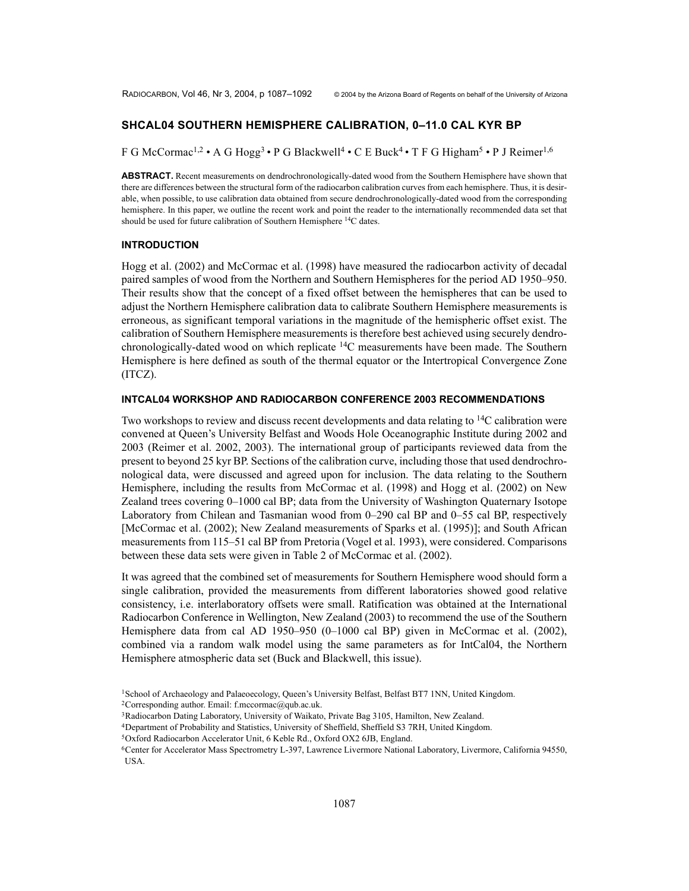# SHCAL04 SOUTHERN HEMISPHERE CALIBRATION, 0–11.0 CAL KYR BP

F G McCormac[1,2] • A G Hogg[3] • P G Blackwell[4] • C E Buck[4] • T F G Higham[5] • P J Reimer[1,6]

**ABSTRACT.** Recent measurements on dendrochronologically-dated wood from the Southern Hemisphere have shown that there are differences between the structural form of the radiocarbon calibration curves from each hemisphere. Thus, it is desirable, when possible, to use calibration data obtained from secure dendrochronologically-dated wood from the corresponding hemisphere. In this paper, we outline the recent work and point the reader to the internationally recommended data set that should be used for future calibration of Southern Hemisphere $^{14}$C dates.

## INTRODUCTION

Hogg et al. (2002) and McCormac et al. (1998) have measured the radiocarbon activity of decadal paired samples of wood from the Northern and Southern Hemispheres for the period AD 1950–950. Their results show that the concept of a fixed offset between the hemispheres that can be used to adjust the Northern Hemisphere calibration data to calibrate Southern Hemisphere measurements is erroneous, as significant temporal variations in the magnitude of the hemispheric offset exist. The calibration of Southern Hemisphere measurements is therefore best achieved using securely dendrochronologically-dated wood on which replicate $^{14}$C measurements have been made. The Southern Hemisphere is here defined as south of the thermal equator or the Intertropical Convergence Zone (ITCZ).

## INTCAL04 WORKSHOP AND RADIOCARBON CONFERENCE 2003 RECOMMENDATIONS

Two workshops to review and discuss recent developments and data relating to $^{14}$C calibration were convened at Queen's University Belfast and Woods Hole Oceanographic Institute during 2002 and 2003 (Reimer et al. 2002, 2003). The international group of participants reviewed data from the present to beyond 25 kyr BP. Sections of the calibration curve, including those that used dendrochronological data, were discussed and agreed upon for inclusion. The data relating to the Southern Hemisphere, including the results from McCormac et al. (1998) and Hogg et al. (2002) on New Zealand trees covering 0–1000 cal BP; data from the University of Washington Quaternary Isotope Laboratory from Chilean and Tasmanian wood from 0–290 cal BP and 0–55 cal BP, respectively [McCormac et al. (2002); New Zealand measurements of Sparks et al. (1995)]; and South African measurements from 115–51 cal BP from Pretoria (Vogel et al. 1993), were considered. Comparisons between these data sets were given in Table 2 of McCormac et al. (2002).

It was agreed that the combined set of measurements for Southern Hemisphere wood should form a single calibration, provided the measurements from different laboratories showed good relative consistency, i.e. interlaboratory offsets were small. Ratification was obtained at the International Radiocarbon Conference in Wellington, New Zealand (2003) to recommend the use of the Southern Hemisphere data from cal AD 1950–950 (0–1000 cal BP) given in McCormac et al. (2002), combined via a random walk model using the same parameters as for IntCal04, the Northern Hemisphere atmospheric data set (Buck and Blackwell, this issue).

[1]School of Archaeology and Palaeoecology, Queen's University Belfast, Belfast BT7 1NN, United Kingdom.

[2]Corresponding author. Email: f.mccormac@qub.ac.uk.

[3]Radiocarbon Dating Laboratory, University of Waikato, Private Bag 3105, Hamilton, New Zealand.

[4]Department of Probability and Statistics, University of Sheffield, Sheffield S3 7RH, United Kingdom.

[5]Oxford Radiocarbon Accelerator Unit, 6 Keble Rd., Oxford OX2 6JB, England.

[6]Center for Accelerator Mass Spectrometry L-397, Lawrence Livermore National Laboratory, Livermore, California 94550, USA.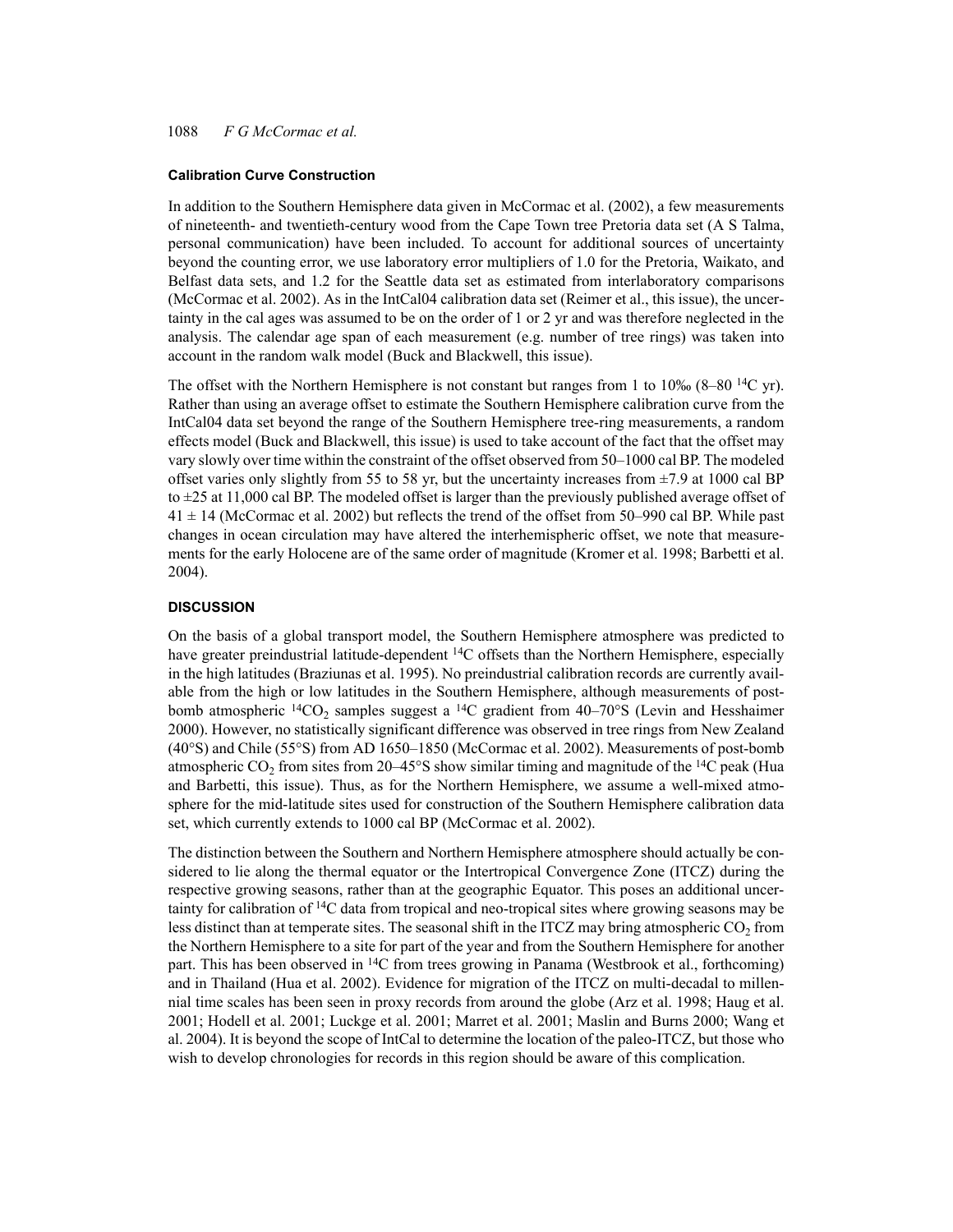### Calibration Curve Construction

In addition to the Southern Hemisphere data given in McCormac et al. (2002), a few measurements of nineteenth- and twentieth-century wood from the Cape Town tree Pretoria data set (A S Talma, personal communication) have been included. To account for additional sources of uncertainty beyond the counting error, we use laboratory error multipliers of 1.0 for the Pretoria, Waikato, and Belfast data sets, and 1.2 for the Seattle data set as estimated from interlaboratory comparisons (McCormac et al. 2002). As in the IntCal04 calibration data set (Reimer et al., this issue), the uncertainty in the cal ages was assumed to be on the order of 1 or 2 yr and was therefore neglected in the analysis. The calendar age span of each measurement (e.g. number of tree rings) was taken into account in the random walk model (Buck and Blackwell, this issue).

The offset with the Northern Hemisphere is not constant but ranges from 1 to 10‰ (8–80 $^{14}$C yr). Rather than using an average offset to estimate the Southern Hemisphere calibration curve from the IntCal04 data set beyond the range of the Southern Hemisphere tree-ring measurements, a random effects model (Buck and Blackwell, this issue) is used to take account of the fact that the offset may vary slowly over time within the constraint of the offset observed from 50–1000 cal BP. The modeled offset varies only slightly from 55 to 58 yr, but the uncertainty increases from $\pm$7.9 at 1000 cal BP to $\pm$25 at 11,000 cal BP. The modeled offset is larger than the previously published average offset of $41 \pm 14$ (McCormac et al. 2002) but reflects the trend of the offset from 50–990 cal BP. While past changes in ocean circulation may have altered the interhemispheric offset, we note that measurements for the early Holocene are of the same order of magnitude (Kromer et al. 1998; Barbetti et al. 2004).

## DISCUSSION

On the basis of a global transport model, the Southern Hemisphere atmosphere was predicted to have greater preindustrial latitude-dependent $^{14}$C offsets than the Northern Hemisphere, especially in the high latitudes (Braziunas et al. 1995). No preindustrial calibration records are currently available from the high or low latitudes in the Southern Hemisphere, although measurements of post-bomb atmospheric $^{14}CO_2$ samples suggest a $^{14}$C gradient from 40–70°S (Levin and Hesshaimer 2000). However, no statistically significant difference was observed in tree rings from New Zealand (40°S) and Chile (55°S) from AD 1650–1850 (McCormac et al. 2002). Measurements of post-bomb atmospheric $CO_2$ from sites from 20–45°S show similar timing and magnitude of the $^{14}$C peak (Hua and Barbetti, this issue). Thus, as for the Northern Hemisphere, we assume a well-mixed atmosphere for the mid-latitude sites used for construction of the Southern Hemisphere calibration data set, which currently extends to 1000 cal BP (McCormac et al. 2002).

The distinction between the Southern and Northern Hemisphere atmosphere should actually be considered to lie along the thermal equator or the Intertropical Convergence Zone (ITCZ) during the respective growing seasons, rather than at the geographic Equator. This poses an additional uncertainty for calibration of $^{14}$C data from tropical and neo-tropical sites where growing seasons may be less distinct than at temperate sites. The seasonal shift in the ITCZ may bring atmospheric $CO_2$ from the Northern Hemisphere to a site for part of the year and from the Southern Hemisphere for another part. This has been observed in $^{14}$C from trees growing in Panama (Westbrook et al., forthcoming) and in Thailand (Hua et al. 2002). Evidence for migration of the ITCZ on multi-decadal to millennial time scales has been seen in proxy records from around the globe (Arz et al. 1998; Haug et al. 2001; Hodell et al. 2001; Luckge et al. 2001; Marret et al. 2001; Maslin and Burns 2000; Wang et al. 2004). It is beyond the scope of IntCal to determine the location of the paleo-ITCZ, but those who wish to develop chronologies for records in this region should be aware of this complication.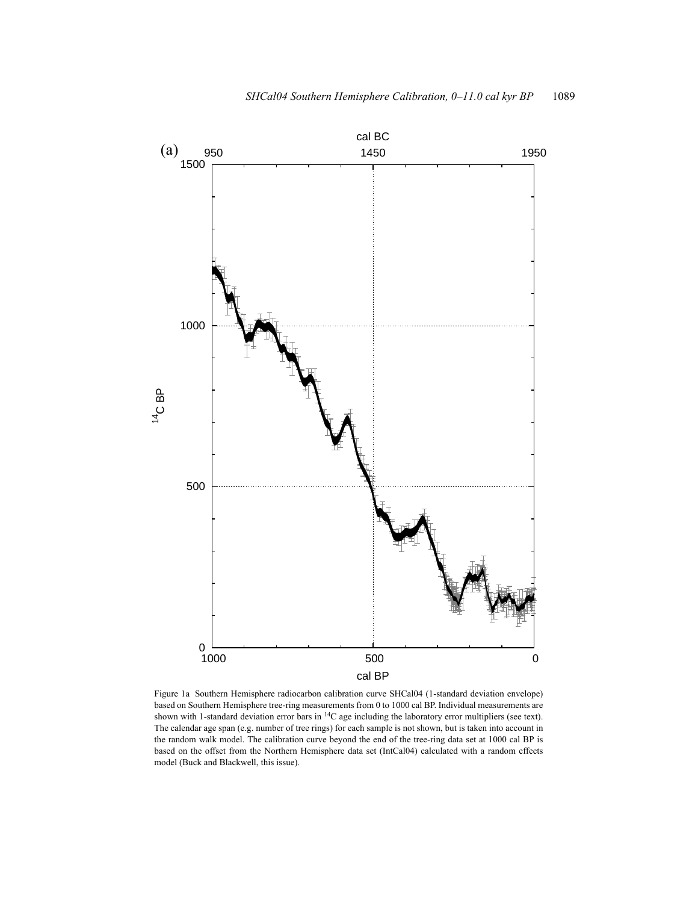Figure 1a Southern Hemisphere radiocarbon calibration curve SHCal04 (1-standard deviation envelope) based on Southern Hemisphere tree-ring measurements from 0 to 1000 cal BP. Individual measurements are shown with 1-standard deviation error bars in $^{14}C$ age including the laboratory error multipliers (see text). The calendar age span (e.g. number of tree rings) for each sample is not shown, but is taken into account in the random walk model. The calibration curve beyond the end of the tree-ring data set at 1000 cal BP is based on the offset from the Northern Hemisphere data set (IntCal04) calculated with a random effects model (Buck and Blackwell, this issue).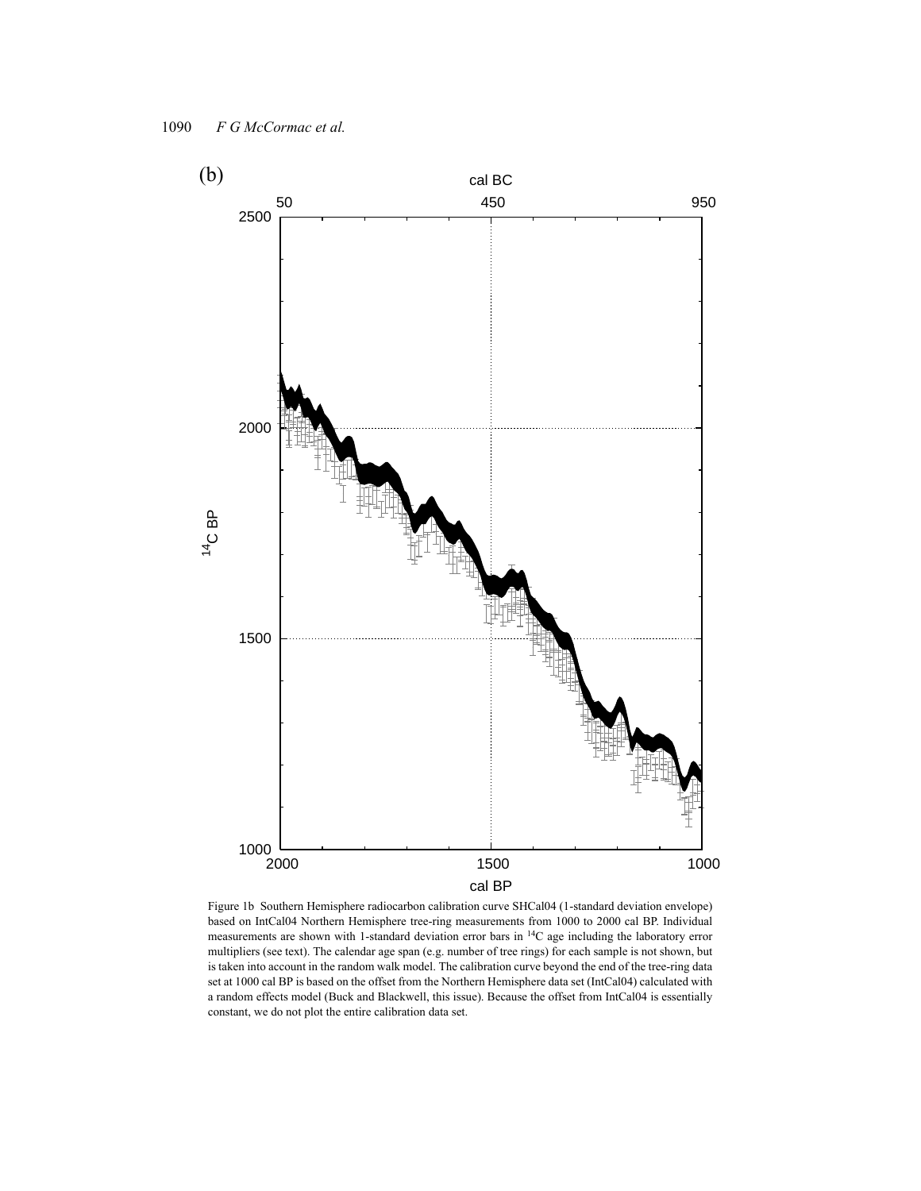Figure 1b Southern Hemisphere radiocarbon calibration curve SHCal04 (1-standard deviation envelope) based on IntCal04 Northern Hemisphere tree-ring measurements from 1000 to 2000 cal BP. Individual measurements are shown with 1-standard deviation error bars in $^{14}C$ age including the laboratory error multipliers (see text). The calendar age span (e.g. number of tree rings) for each sample is not shown, but is taken into account in the random walk model. The calibration curve beyond the end of the tree-ring data set at 1000 cal BP is based on the offset from the Northern Hemisphere data set (IntCal04) calculated with a random effects model (Buck and Blackwell, this issue). Because the offset from IntCal04 is essentially constant, we do not plot the entire calibration data set.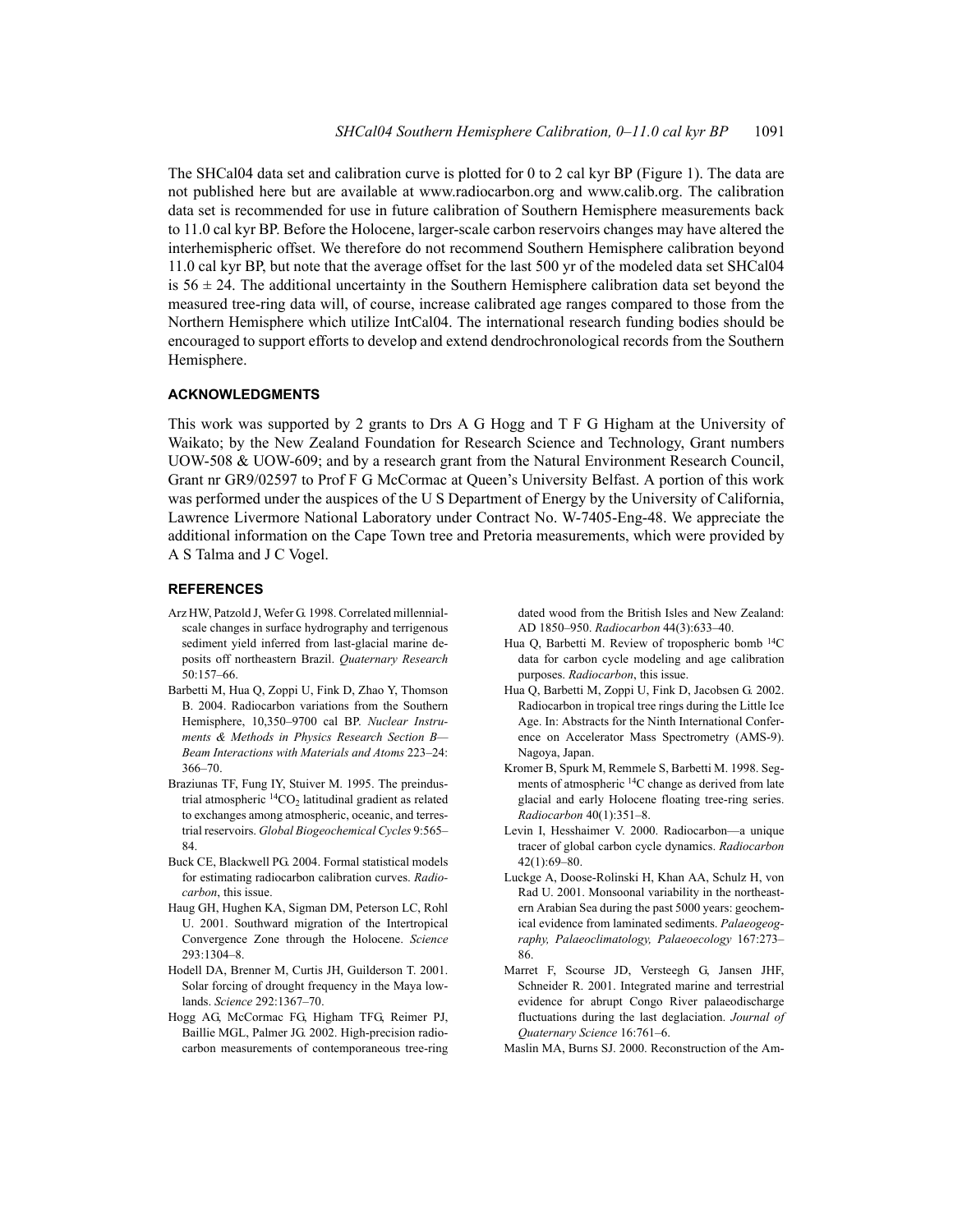The SHCal04 data set and calibration curve is plotted for 0 to 2 cal kyr BP (Figure 1). The data are not published here but are available at www.radiocarbon.org and www.calib.org. The calibration data set is recommended for use in future calibration of Southern Hemisphere measurements back to 11.0 cal kyr BP. Before the Holocene, larger-scale carbon reservoirs changes may have altered the interhemispheric offset. We therefore do not recommend Southern Hemisphere calibration beyond 11.0 cal kyr BP, but note that the average offset for the last 500 yr of the modeled data set SHCal04 is $56 \pm 24$. The additional uncertainty in the Southern Hemisphere calibration data set beyond the measured tree-ring data will, of course, increase calibrated age ranges compared to those from the Northern Hemisphere which utilize IntCal04. The international research funding bodies should be encouraged to support efforts to develop and extend dendrochronological records from the Southern Hemisphere.

## ACKNOWLEDGMENTS

This work was supported by 2 grants to Drs A G Hogg and T F G Higham at the University of Waikato; by the New Zealand Foundation for Research Science and Technology, Grant numbers UOW-508 & UOW-609; and by a research grant from the Natural Environment Research Council, Grant nr GR9/02597 to Prof F G McCormac at Queen's University Belfast. A portion of this work was performed under the auspices of the U S Department of Energy by the University of California, Lawrence Livermore National Laboratory under Contract No. W-7405-Eng-48. We appreciate the additional information on the Cape Town tree and Pretoria measurements, which were provided by A S Talma and J C Vogel.

## REFERENCES

Arz HW, Patzold J, Wefer G. 1998. Correlated millennial-scale changes in surface hydrography and terrigenous sediment yield inferred from last-glacial marine deposits off northeastern Brazil. *Quaternary Research* 50:157–66.

Barbetti M, Hua Q, Zoppi U, Fink D, Zhao Y, Thomson B. 2004. Radiocarbon variations from the Southern Hemisphere, 10,350–9700 cal BP. *Nuclear Instruments & Methods in Physics Research Section B—Beam Interactions with Materials and Atoms* 223–24: 366–70.

Braziunas TF, Fung IY, Stuiver M. 1995. The preindustrial atmospheric $^{14}CO_2$ latitudinal gradient as related to exchanges among atmospheric, oceanic, and terrestrial reservoirs. *Global Biogeochemical Cycles* 9:565–84.

Buck CE, Blackwell PG. 2004. Formal statistical models for estimating radiocarbon calibration curves. *Radiocarbon*, this issue.

Haug GH, Hughen KA, Sigman DM, Peterson LC, Rohl U. 2001. Southward migration of the Intertropical Convergence Zone through the Holocene. *Science* 293:1304–8.

Hodell DA, Brenner M, Curtis JH, Guilderson T. 2001. Solar forcing of drought frequency in the Maya lowlands. *Science* 292:1367–70.

Hogg AG, McCormac FG, Higham TFG, Reimer PJ, Baillie MGL, Palmer JG. 2002. High-precision radiocarbon measurements of contemporaneous tree-ring dated wood from the British Isles and New Zealand: AD 1850–950. *Radiocarbon* 44(3):633–40.

Hua Q, Barbetti M. Review of tropospheric bomb $^{14}C$ data for carbon cycle modeling and age calibration purposes. *Radiocarbon*, this issue.

Hua Q, Barbetti M, Zoppi U, Fink D, Jacobsen G. 2002. Radiocarbon in tropical tree rings during the Little Ice Age. In: Abstracts for the Ninth International Conference on Accelerator Mass Spectrometry (AMS-9). Nagoya, Japan.

Kromer B, Spurk M, Remmele S, Barbetti M. 1998. Segments of atmospheric $^{14}C$ change as derived from late glacial and early Holocene floating tree-ring series. *Radiocarbon* 40(1):351–8.

Levin I, Hesshaimer V. 2000. Radiocarbon—a unique tracer of global carbon cycle dynamics. *Radiocarbon* 42(1):69–80.

Luckge A, Doose-Rolinski H, Khan AA, Schulz H, von Rad U. 2001. Monsoonal variability in the northeastern Arabian Sea during the past 5000 years: geochemical evidence from laminated sediments. *Palaeogeography, Palaeoclimatology, Palaeoecology* 167:273–86.

Marret F, Scourse JD, Versteegh G, Jansen JHF, Schneider R. 2001. Integrated marine and terrestrial evidence for abrupt Congo River palaeodischarge fluctuations during the last deglaciation. *Journal of Quaternary Science* 16:761–6.

Maslin MA, Burns SJ. 2000. Reconstruction of the Am-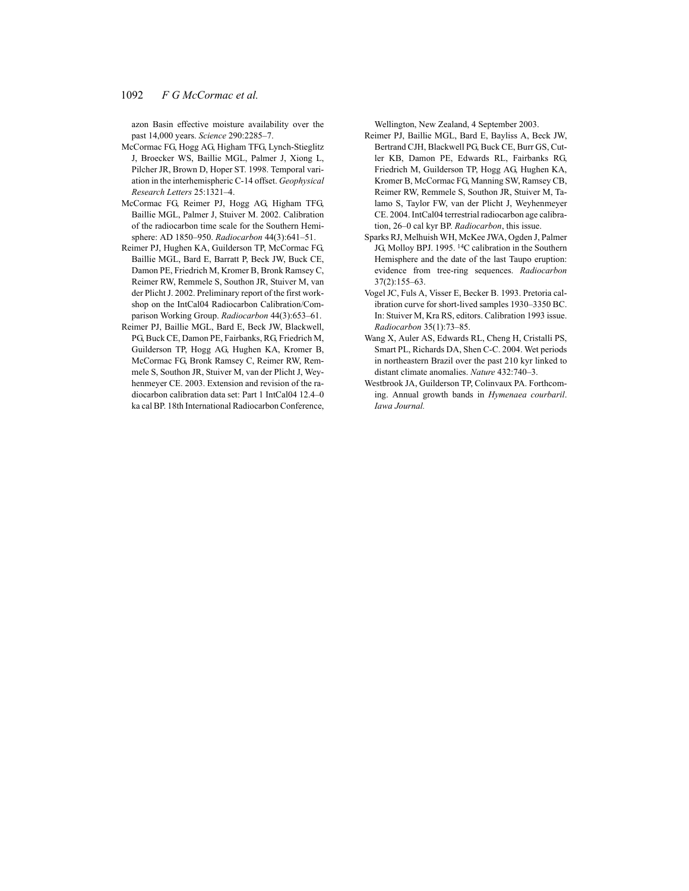azon Basin effective moisture availability over the past 14,000 years. *Science* 290:2285–7.

McCormac FG, Hogg AG, Higham TFG, Lynch-Stieglitz J, Broecker WS, Baillie MGL, Palmer J, Xiong L, Pilcher JR, Brown D, Hoper ST. 1998. Temporal variation in the interhemispheric C-14 offset. *Geophysical Research Letters* 25:1321–4.

McCormac FG, Reimer PJ, Hogg AG, Higham TFG, Baillie MGL, Palmer J, Stuiver M. 2002. Calibration of the radiocarbon time scale for the Southern Hemisphere: AD 1850–950. *Radiocarbon* 44(3):641–51.

Reimer PJ, Hughen KA, Guilderson TP, McCormac FG, Baillie MGL, Bard E, Barratt P, Beck JW, Buck CE, Damon PE, Friedrich M, Kromer B, Bronk Ramsey C, Reimer RW, Remmele S, Southon JR, Stuiver M, van der Plicht J. 2002. Preliminary report of the first workshop on the IntCal04 Radiocarbon Calibration/Comparison Working Group. *Radiocarbon* 44(3):653–61.

Reimer PJ, Baillie MGL, Bard E, Beck JW, Blackwell, PG, Buck CE, Damon PE, Fairbanks, RG, Friedrich M, Guilderson TP, Hogg AG, Hughen KA, Kromer B, McCormac FG, Bronk Ramsey C, Reimer RW, Remmele S, Southon JR, Stuiver M, van der Plicht J, Weyhenmeyer CE. 2003. Extension and revision of the radiocarbon calibration data set: Part 1 IntCal04 12.4–0 ka cal BP. 18th International Radiocarbon Conference, Wellington, New Zealand, 4 September 2003.

Reimer PJ, Baillie MGL, Bard E, Bayliss A, Beck JW, Bertrand CJH, Blackwell PG, Buck CE, Burr GS, Cutler KB, Damon PE, Edwards RL, Fairbanks RG, Friedrich M, Guilderson TP, Hogg AG, Hughen KA, Kromer B, McCormac FG, Manning SW, Ramsey CB, Reimer RW, Remmele S, Southon JR, Stuiver M, Talamo S, Taylor FW, van der Plicht J, Weyhenmeyer CE. 2004. IntCal04 terrestrial radiocarbon age calibration, 26–0 cal kyr BP. *Radiocarbon*, this issue.

Sparks RJ, Melhuish WH, McKee JWA, Ogden J, Palmer JG, Molloy BPJ. 1995. $^{14}$C calibration in the Southern Hemisphere and the date of the last Taupo eruption: evidence from tree-ring sequences. *Radiocarbon* 37(2):155–63.

Vogel JC, Fuls A, Visser E, Becker B. 1993. Pretoria calibration curve for short-lived samples 1930–3350 BC. In: Stuiver M, Kra RS, editors. Calibration 1993 issue. *Radiocarbon* 35(1):73–85.

Wang X, Auler AS, Edwards RL, Cheng H, Cristalli PS, Smart PL, Richards DA, Shen C-C. 2004. Wet periods in northeastern Brazil over the past 210 kyr linked to distant climate anomalies. *Nature* 432:740–3.

Westbrook JA, Guilderson TP, Colinvaux PA. Forthcoming. Annual growth bands in *Hymenaea courbaril*. *Iawa Journal.*